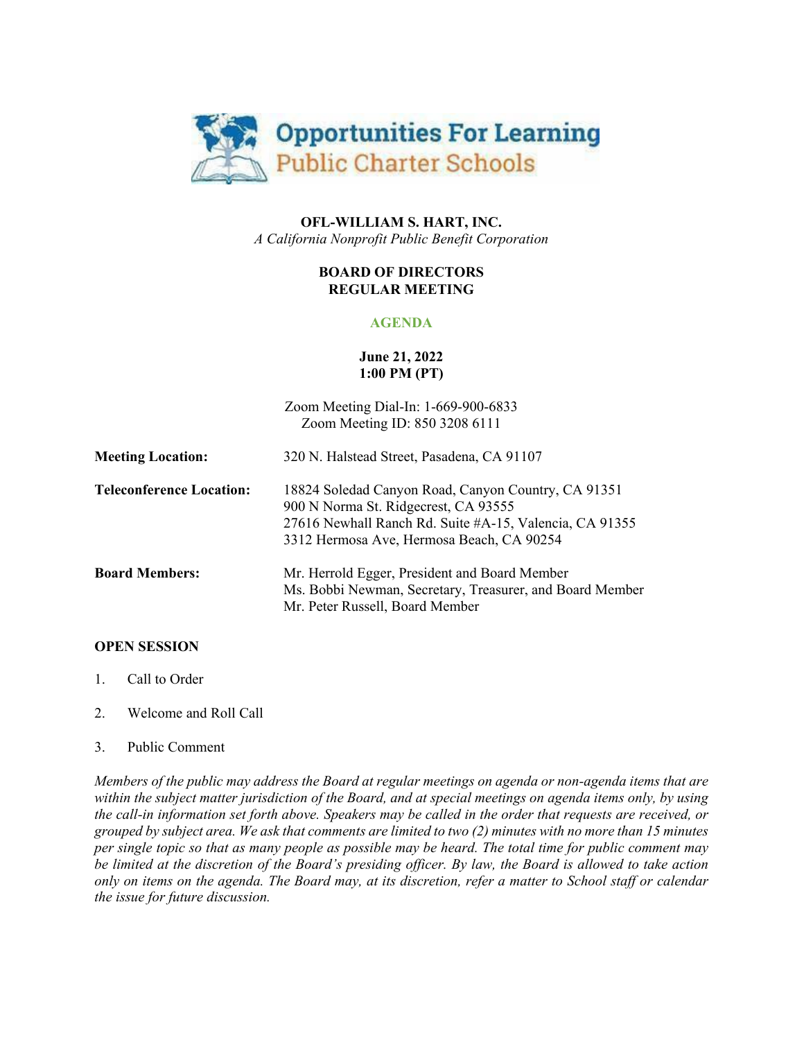Opportunities For Learning
Public Charter Schools

**OFL-WILLIAM S. HART, INC.**
*A California Nonprofit Public Benefit Corporation*

**BOARD OF DIRECTORS**
**REGULAR MEETING**

**AGENDA**

**June 21, 2022**
**1:00 PM (PT)**

Zoom Meeting Dial-In: 1-669-900-6833
Zoom Meeting ID: 850 3208 6111

| | |
|---|---|
| **Meeting Location:** | 320 N. Halstead Street, Pasadena, CA 91107 |
| **Teleconference Location:** | 18824 Soledad Canyon Road, Canyon Country, CA 91351<br>900 N Norma St. Ridgecrest, CA 93555<br>27616 Newhall Ranch Rd. Suite #A-15, Valencia, CA 91355<br>3312 Hermosa Ave, Hermosa Beach, CA 90254 |
| **Board Members:** | Mr. Herrold Egger, President and Board Member<br>Ms. Bobbi Newman, Secretary, Treasurer, and Board Member<br>Mr. Peter Russell, Board Member |

**OPEN SESSION**

1. Call to Order
2. Welcome and Roll Call
3. Public Comment

*Members of the public may address the Board at regular meetings on agenda or non-agenda items that are within the subject matter jurisdiction of the Board, and at special meetings on agenda items only, by using the call-in information set forth above. Speakers may be called in the order that requests are received, or grouped by subject area. We ask that comments are limited to two (2) minutes with no more than 15 minutes per single topic so that as many people as possible may be heard. The total time for public comment may be limited at the discretion of the Board's presiding officer. By law, the Board is allowed to take action only on items on the agenda. The Board may, at its discretion, refer a matter to School staff or calendar the issue for future discussion.*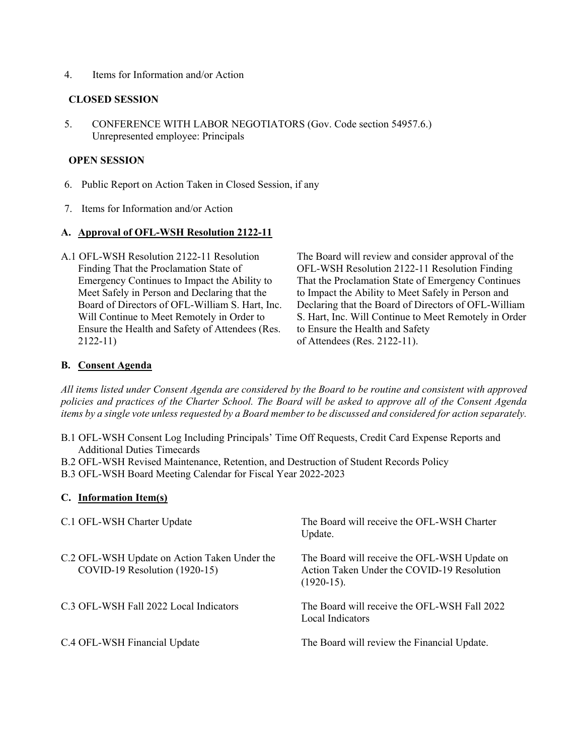4. Items for Information and/or Action

**CLOSED SESSION**

5. CONFERENCE WITH LABOR NEGOTIATORS (Gov. Code section 54957.6.)
   Unrepresented employee: Principals

**OPEN SESSION**

6. Public Report on Action Taken in Closed Session, if any

7. Items for Information and/or Action

**A. Approval of OFL-WSH Resolution 2122-11**

| | |
|---|---|
| A.1 OFL-WSH Resolution 2122-11 Resolution Finding That the Proclamation State of Emergency Continues to Impact the Ability to Meet Safely in Person and Declaring that the Board of Directors of OFL-William S. Hart, Inc. Will Continue to Meet Remotely in Order to Ensure the Health and Safety of Attendees (Res. 2122-11) | The Board will review and consider approval of the OFL-WSH Resolution 2122-11 Resolution Finding That the Proclamation State of Emergency Continues to Impact the Ability to Meet Safely in Person and Declaring that the Board of Directors of OFL-William S. Hart, Inc. Will Continue to Meet Remotely in Order to Ensure the Health and Safety of Attendees (Res. 2122-11). |

**B. Consent Agenda**

*All items listed under Consent Agenda are considered by the Board to be routine and consistent with approved policies and practices of the Charter School. The Board will be asked to approve all of the Consent Agenda items by a single vote unless requested by a Board member to be discussed and considered for action separately.*

- B.1 OFL-WSH Consent Log Including Principals' Time Off Requests, Credit Card Expense Reports and Additional Duties Timecards
- B.2 OFL-WSH Revised Maintenance, Retention, and Destruction of Student Records Policy
- B.3 OFL-WSH Board Meeting Calendar for Fiscal Year 2022-2023

**C. Information Item(s)**

| | |
|---|---|
| C.1 OFL-WSH Charter Update | The Board will receive the OFL-WSH Charter Update. |
| C.2 OFL-WSH Update on Action Taken Under the COVID-19 Resolution (1920-15) | The Board will receive the OFL-WSH Update on Action Taken Under the COVID-19 Resolution (1920-15). |
| C.3 OFL-WSH Fall 2022 Local Indicators | The Board will receive the OFL-WSH Fall 2022 Local Indicators |
| C.4 OFL-WSH Financial Update | The Board will review the Financial Update. |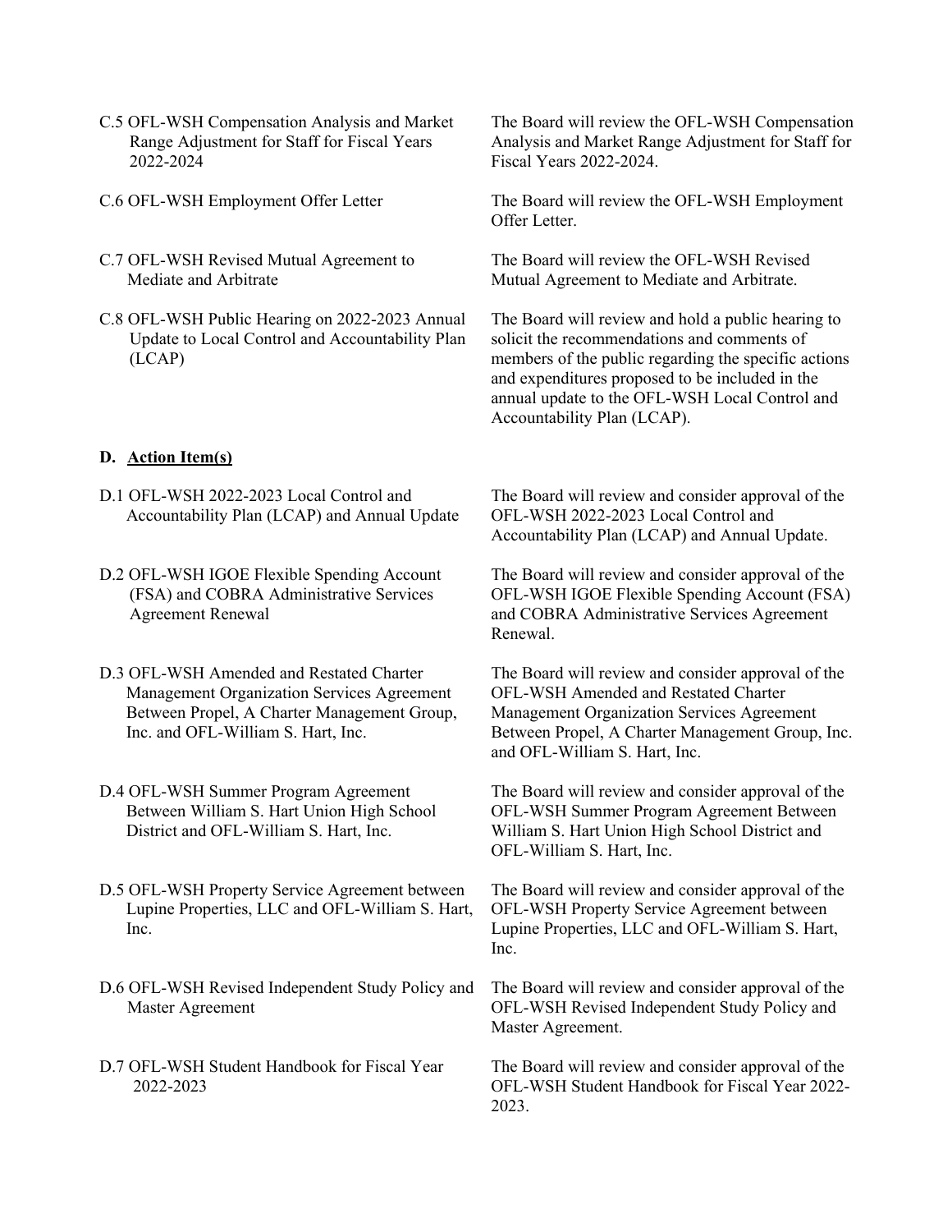| | |
|---|---|
| C.5 OFL-WSH Compensation Analysis and Market Range Adjustment for Staff for Fiscal Years 2022-2024 | The Board will review the OFL-WSH Compensation Analysis and Market Range Adjustment for Staff for Fiscal Years 2022-2024. |
| C.6 OFL-WSH Employment Offer Letter | The Board will review the OFL-WSH Employment Offer Letter. |
| C.7 OFL-WSH Revised Mutual Agreement to Mediate and Arbitrate | The Board will review the OFL-WSH Revised Mutual Agreement to Mediate and Arbitrate. |
| C.8 OFL-WSH Public Hearing on 2022-2023 Annual Update to Local Control and Accountability Plan (LCAP) | The Board will review and hold a public hearing to solicit the recommendations and comments of members of the public regarding the specific actions and expenditures proposed to be included in the annual update to the OFL-WSH Local Control and Accountability Plan (LCAP). |

**D. <u>Action Item(s)</u>**

| | |
|---|---|
| D.1 OFL-WSH 2022-2023 Local Control and Accountability Plan (LCAP) and Annual Update | The Board will review and consider approval of the OFL-WSH 2022-2023 Local Control and Accountability Plan (LCAP) and Annual Update. |
| D.2 OFL-WSH IGOE Flexible Spending Account (FSA) and COBRA Administrative Services Agreement Renewal | The Board will review and consider approval of the OFL-WSH IGOE Flexible Spending Account (FSA) and COBRA Administrative Services Agreement Renewal. |
| D.3 OFL-WSH Amended and Restated Charter Management Organization Services Agreement Between Propel, A Charter Management Group, Inc. and OFL-William S. Hart, Inc. | The Board will review and consider approval of the OFL-WSH Amended and Restated Charter Management Organization Services Agreement Between Propel, A Charter Management Group, Inc. and OFL-William S. Hart, Inc. |
| D.4 OFL-WSH Summer Program Agreement Between William S. Hart Union High School District and OFL-William S. Hart, Inc. | The Board will review and consider approval of the OFL-WSH Summer Program Agreement Between William S. Hart Union High School District and OFL-William S. Hart, Inc. |
| D.5 OFL-WSH Property Service Agreement between Lupine Properties, LLC and OFL-William S. Hart, Inc. | The Board will review and consider approval of the OFL-WSH Property Service Agreement between Lupine Properties, LLC and OFL-William S. Hart, Inc. |
| D.6 OFL-WSH Revised Independent Study Policy and Master Agreement | The Board will review and consider approval of the OFL-WSH Revised Independent Study Policy and Master Agreement. |
| D.7 OFL-WSH Student Handbook for Fiscal Year 2022-2023 | The Board will review and consider approval of the OFL-WSH Student Handbook for Fiscal Year 2022-2023. |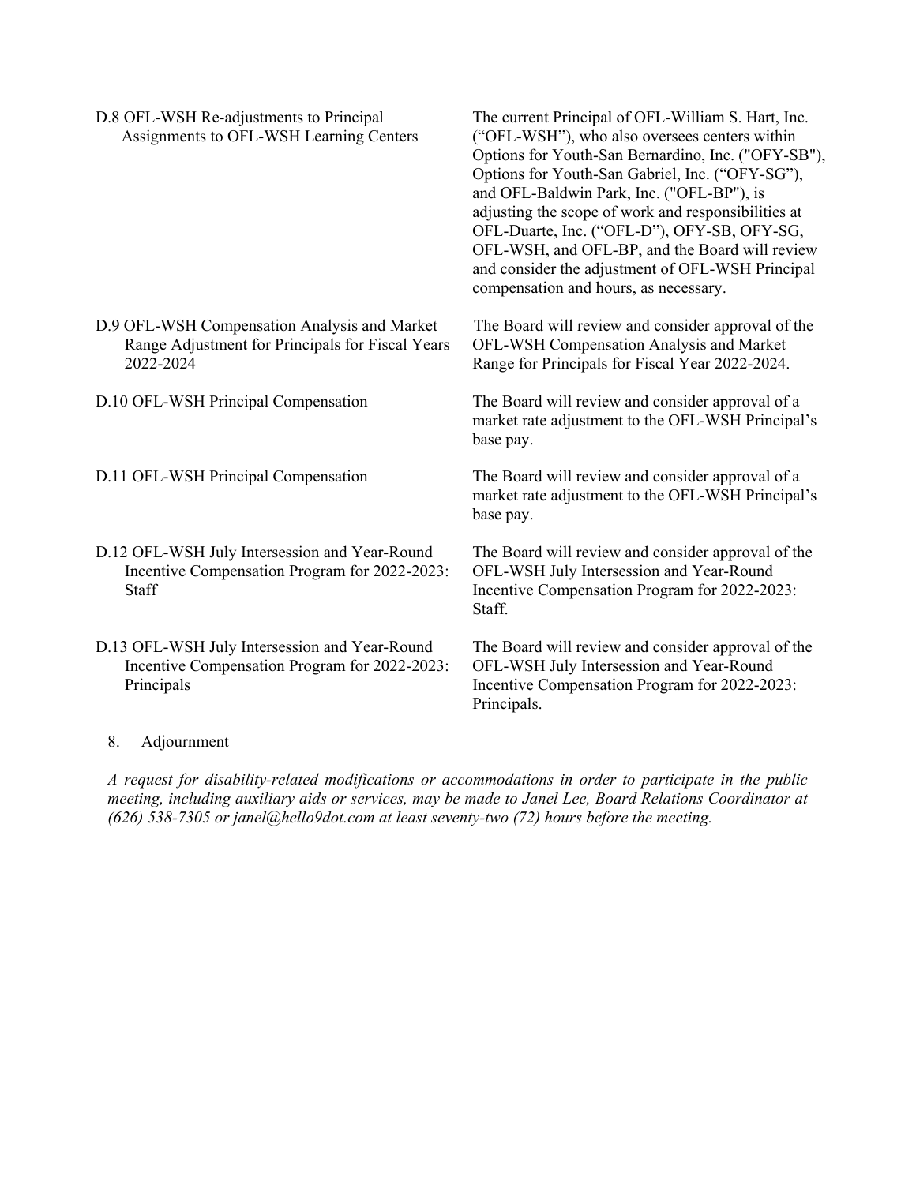| | |
|---|---|
| D.8 OFL-WSH Re-adjustments to Principal Assignments to OFL-WSH Learning Centers | The current Principal of OFL-William S. Hart, Inc. ("OFL-WSH"), who also oversees centers within Options for Youth-San Bernardino, Inc. ("OFY-SB"), Options for Youth-San Gabriel, Inc. ("OFY-SG"), and OFL-Baldwin Park, Inc. ("OFL-BP"), is adjusting the scope of work and responsibilities at OFL-Duarte, Inc. ("OFL-D"), OFY-SB, OFY-SG, OFL-WSH, and OFL-BP, and the Board will review and consider the adjustment of OFL-WSH Principal compensation and hours, as necessary. |
| D.9 OFL-WSH Compensation Analysis and Market Range Adjustment for Principals for Fiscal Years 2022-2024 | The Board will review and consider approval of the OFL-WSH Compensation Analysis and Market Range for Principals for Fiscal Year 2022-2024. |
| D.10 OFL-WSH Principal Compensation | The Board will review and consider approval of a market rate adjustment to the OFL-WSH Principal's base pay. |
| D.11 OFL-WSH Principal Compensation | The Board will review and consider approval of a market rate adjustment to the OFL-WSH Principal's base pay. |
| D.12 OFL-WSH July Intersession and Year-Round Incentive Compensation Program for 2022-2023: Staff | The Board will review and consider approval of the OFL-WSH July Intersession and Year-Round Incentive Compensation Program for 2022-2023: Staff. |
| D.13 OFL-WSH July Intersession and Year-Round Incentive Compensation Program for 2022-2023: Principals | The Board will review and consider approval of the OFL-WSH July Intersession and Year-Round Incentive Compensation Program for 2022-2023: Principals. |

8. Adjournment

*A request for disability-related modifications or accommodations in order to participate in the public meeting, including auxiliary aids or services, may be made to Janel Lee, Board Relations Coordinator at (626) 538-7305 or janel@hello9dot.com at least seventy-two (72) hours before the meeting.*